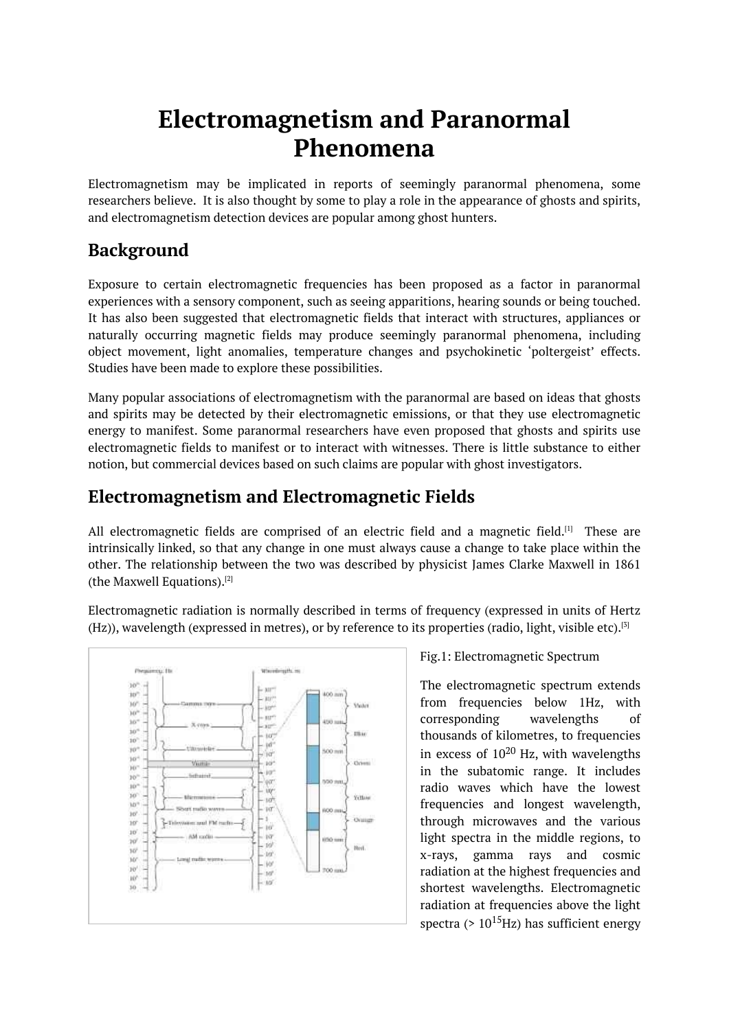# Electromagnetism and Paranormal Phenomena

Electromagnetism may be implicated in reports of seemingly paranormal phenomena, some researchers believe. It is also thought by some to play a role in the appearance of ghosts and spirits, and electromagnetism detection devices are popular among ghost hunters.

## Background

Exposure to certain electromagnetic frequencies has been proposed as a factor in paranormal experiences with a sensory component, such as seeing apparitions, hearing sounds or being touched. It has also been suggested that electromagnetic fields that interact with structures, appliances or naturally occurring magnetic fields may produce seemingly paranormal phenomena, including object movement, light anomalies, temperature changes and psychokinetic 'poltergeist' effects. Studies have been made to explore these possibilities.

Many popular associations of electromagnetism with the paranormal are based on ideas that ghosts and spirits may be detected by their electromagnetic emissions, or that they use electromagnetic energy to manifest. Some paranormal researchers have even proposed that ghosts and spirits use electromagnetic fields to manifest or to interact with witnesses. There is little substance to either notion, but commercial devices based on such claims are popular with ghost investigators.

## Electromagnetism and Electromagnetic Fields

All electromagnetic fields are comprised of an electric field and a magnetic field.[1] These are intrinsically linked, so that any change in one must always cause a change to take place within the other. The relationship between the two was described by physicist James Clarke Maxwell in 1861 (the Maxwell Equations).[2]

Electromagnetic radiation is normally described in terms of frequency (expressed in units of Hertz (Hz)), wavelength (expressed in metres), or by reference to its properties (radio, light, visible etc).[3]

Fig.1: Electromagnetic Spectrum

The electromagnetic spectrum extends from frequencies below 1Hz, with corresponding wavelengths of thousands of kilometres, to frequencies in excess of $10^{20}$ Hz, with wavelengths in the subatomic range. It includes radio waves which have the lowest frequencies and longest wavelength, through microwaves and the various light spectra in the middle regions, to x-rays, gamma rays and cosmic radiation at the highest frequencies and shortest wavelengths. Electromagnetic radiation at frequencies above the light spectra (> $10^{15}$Hz) has sufficient energy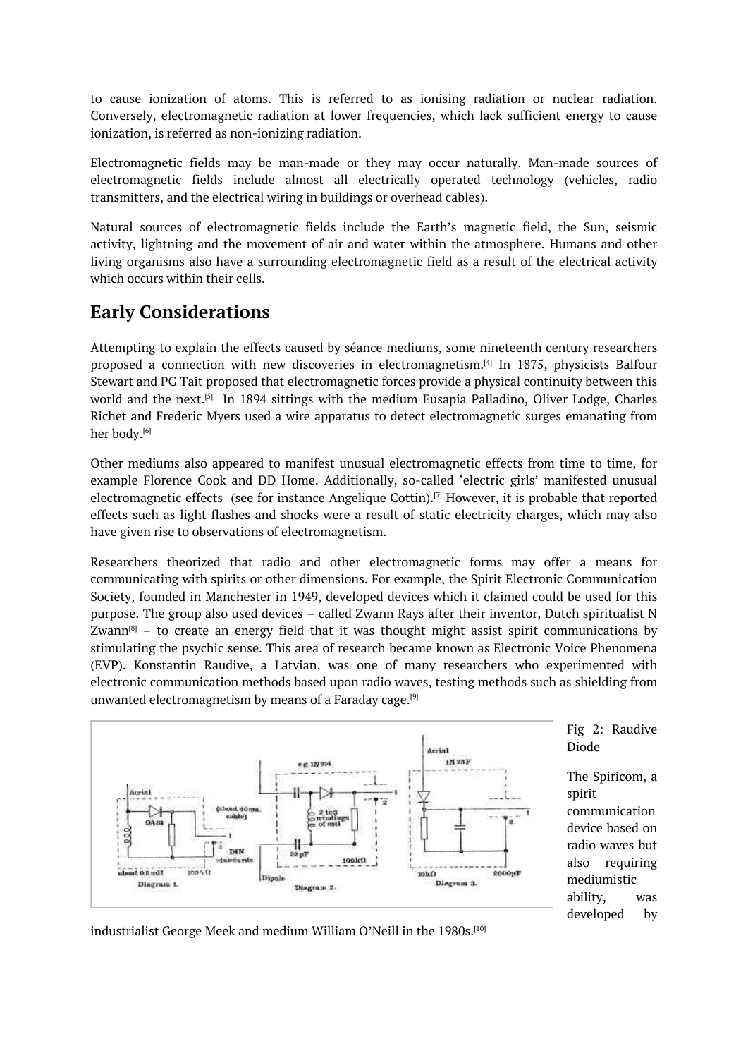to cause ionization of atoms. This is referred to as ionising radiation or nuclear radiation. Conversely, electromagnetic radiation at lower frequencies, which lack sufficient energy to cause ionization, is referred as non-ionizing radiation.

Electromagnetic fields may be man-made or they may occur naturally. Man-made sources of electromagnetic fields include almost all electrically operated technology (vehicles, radio transmitters, and the electrical wiring in buildings or overhead cables).

Natural sources of electromagnetic fields include the Earth's magnetic field, the Sun, seismic activity, lightning and the movement of air and water within the atmosphere. Humans and other living organisms also have a surrounding electromagnetic field as a result of the electrical activity which occurs within their cells.

## Early Considerations

Attempting to explain the effects caused by séance mediums, some nineteenth century researchers proposed a connection with new discoveries in electromagnetism.[4] In 1875, physicists Balfour Stewart and PG Tait proposed that electromagnetic forces provide a physical continuity between this world and the next.[5] In 1894 sittings with the medium Eusapia Palladino, Oliver Lodge, Charles Richet and Frederic Myers used a wire apparatus to detect electromagnetic surges emanating from her body.[6]

Other mediums also appeared to manifest unusual electromagnetic effects from time to time, for example Florence Cook and DD Home. Additionally, so-called 'electric girls' manifested unusual electromagnetic effects (see for instance Angelique Cottin).[7] However, it is probable that reported effects such as light flashes and shocks were a result of static electricity charges, which may also have given rise to observations of electromagnetism.

Researchers theorized that radio and other electromagnetic forms may offer a means for communicating with spirits or other dimensions. For example, the Spirit Electronic Communication Society, founded in Manchester in 1949, developed devices which it claimed could be used for this purpose. The group also used devices – called Zwann Rays after their inventor, Dutch spiritualist N Zwann[8] – to create an energy field that it was thought might assist spirit communications by stimulating the psychic sense. This area of research became known as Electronic Voice Phenomena (EVP). Konstantin Raudive, a Latvian, was one of many researchers who experimented with electronic communication methods based upon radio waves, testing methods such as shielding from unwanted electromagnetism by means of a Faraday cage.[9]

Fig 2: Raudive Diode

The Spiricom, a spirit communication device based on radio waves but also requiring mediumistic ability, was developed by industrialist George Meek and medium William O'Neill in the 1980s.[10]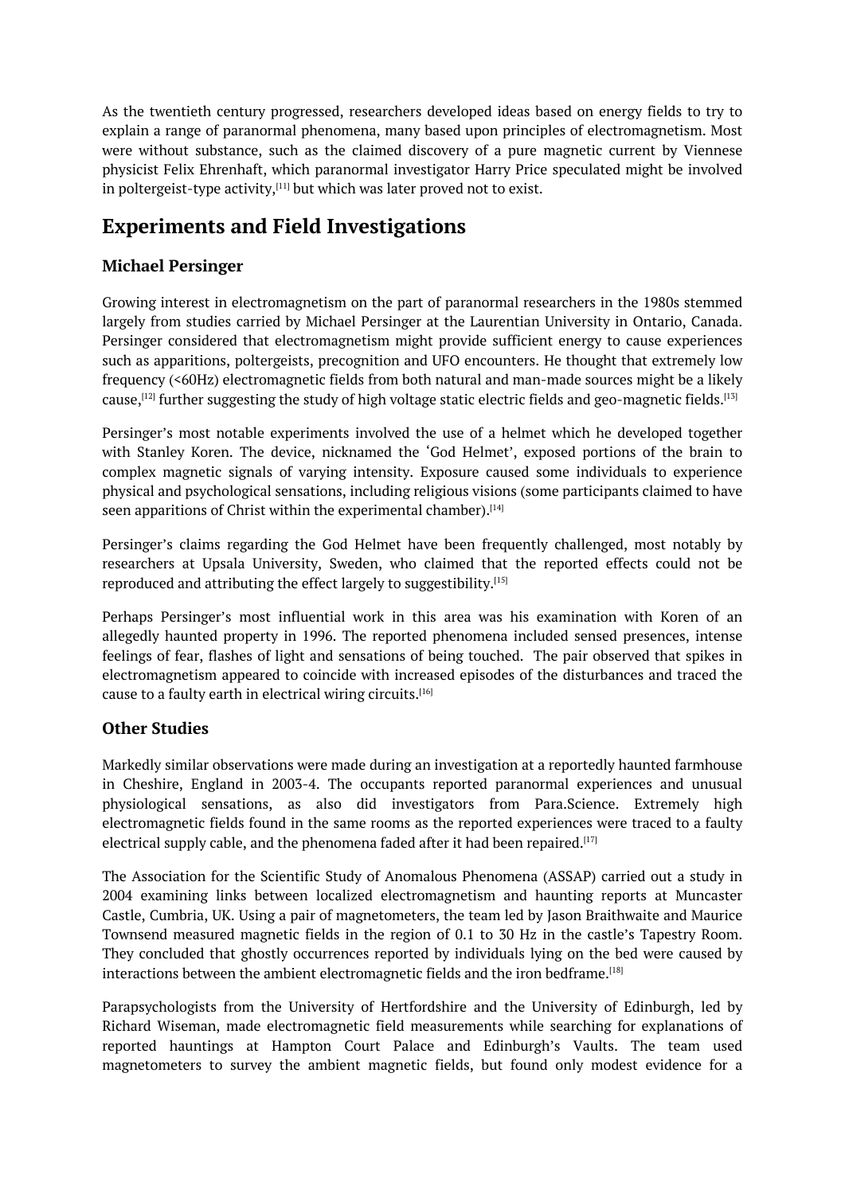As the twentieth century progressed, researchers developed ideas based on energy fields to try to explain a range of paranormal phenomena, many based upon principles of electromagnetism. Most were without substance, such as the claimed discovery of a pure magnetic current by Viennese physicist Felix Ehrenhaft, which paranormal investigator Harry Price speculated might be involved in poltergeist-type activity,[11] but which was later proved not to exist.

## Experiments and Field Investigations

### Michael Persinger

Growing interest in electromagnetism on the part of paranormal researchers in the 1980s stemmed largely from studies carried by Michael Persinger at the Laurentian University in Ontario, Canada. Persinger considered that electromagnetism might provide sufficient energy to cause experiences such as apparitions, poltergeists, precognition and UFO encounters. He thought that extremely low frequency (<60Hz) electromagnetic fields from both natural and man-made sources might be a likely cause,[12] further suggesting the study of high voltage static electric fields and geo-magnetic fields.[13]

Persinger's most notable experiments involved the use of a helmet which he developed together with Stanley Koren. The device, nicknamed the 'God Helmet', exposed portions of the brain to complex magnetic signals of varying intensity. Exposure caused some individuals to experience physical and psychological sensations, including religious visions (some participants claimed to have seen apparitions of Christ within the experimental chamber).[14]

Persinger's claims regarding the God Helmet have been frequently challenged, most notably by researchers at Upsala University, Sweden, who claimed that the reported effects could not be reproduced and attributing the effect largely to suggestibility.[15]

Perhaps Persinger's most influential work in this area was his examination with Koren of an allegedly haunted property in 1996. The reported phenomena included sensed presences, intense feelings of fear, flashes of light and sensations of being touched. The pair observed that spikes in electromagnetism appeared to coincide with increased episodes of the disturbances and traced the cause to a faulty earth in electrical wiring circuits.[16]

### Other Studies

Markedly similar observations were made during an investigation at a reportedly haunted farmhouse in Cheshire, England in 2003-4. The occupants reported paranormal experiences and unusual physiological sensations, as also did investigators from Para.Science. Extremely high electromagnetic fields found in the same rooms as the reported experiences were traced to a faulty electrical supply cable, and the phenomena faded after it had been repaired.[17]

The Association for the Scientific Study of Anomalous Phenomena (ASSAP) carried out a study in 2004 examining links between localized electromagnetism and haunting reports at Muncaster Castle, Cumbria, UK. Using a pair of magnetometers, the team led by Jason Braithwaite and Maurice Townsend measured magnetic fields in the region of 0.1 to 30 Hz in the castle's Tapestry Room. They concluded that ghostly occurrences reported by individuals lying on the bed were caused by interactions between the ambient electromagnetic fields and the iron bedframe.[18]

Parapsychologists from the University of Hertfordshire and the University of Edinburgh, led by Richard Wiseman, made electromagnetic field measurements while searching for explanations of reported hauntings at Hampton Court Palace and Edinburgh's Vaults. The team used magnetometers to survey the ambient magnetic fields, but found only modest evidence for a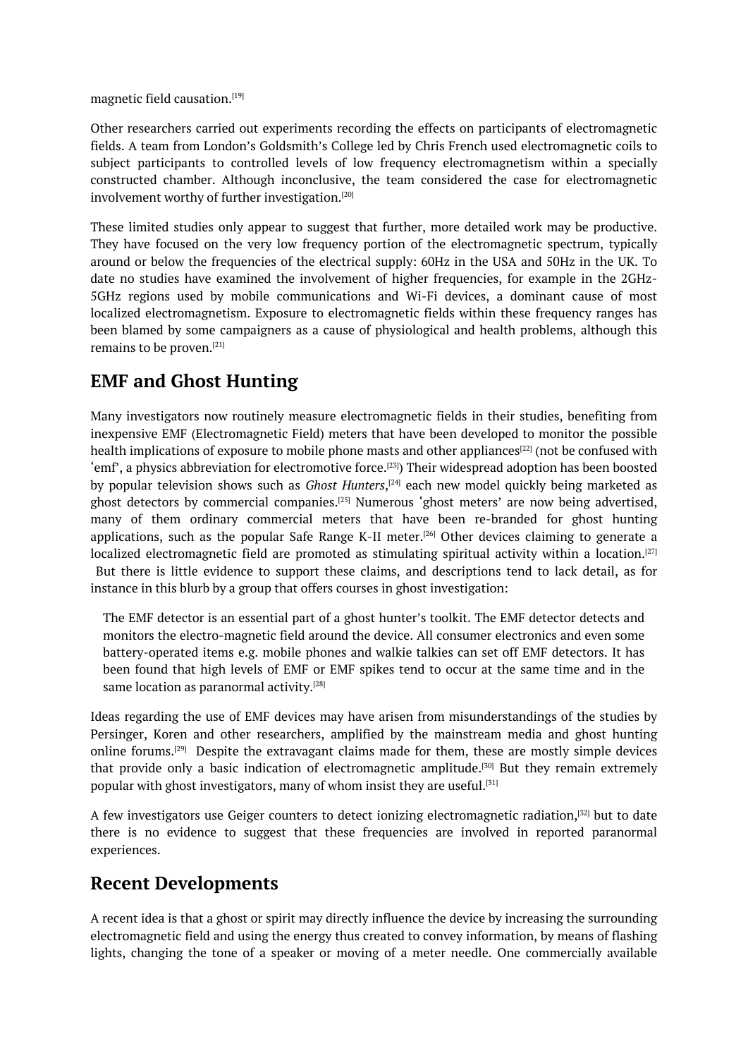magnetic field causation.[19]

Other researchers carried out experiments recording the effects on participants of electromagnetic fields. A team from London's Goldsmith's College led by Chris French used electromagnetic coils to subject participants to controlled levels of low frequency electromagnetism within a specially constructed chamber. Although inconclusive, the team considered the case for electromagnetic involvement worthy of further investigation.[20]

These limited studies only appear to suggest that further, more detailed work may be productive. They have focused on the very low frequency portion of the electromagnetic spectrum, typically around or below the frequencies of the electrical supply: 60Hz in the USA and 50Hz in the UK. To date no studies have examined the involvement of higher frequencies, for example in the 2GHz-5GHz regions used by mobile communications and Wi-Fi devices, a dominant cause of most localized electromagnetism. Exposure to electromagnetic fields within these frequency ranges has been blamed by some campaigners as a cause of physiological and health problems, although this remains to be proven.[21]

## EMF and Ghost Hunting

Many investigators now routinely measure electromagnetic fields in their studies, benefiting from inexpensive EMF (Electromagnetic Field) meters that have been developed to monitor the possible health implications of exposure to mobile phone masts and other appliances[22] (not be confused with 'emf', a physics abbreviation for electromotive force.[23]) Their widespread adoption has been boosted by popular television shows such as *Ghost Hunters*,[24] each new model quickly being marketed as ghost detectors by commercial companies.[25] Numerous 'ghost meters' are now being advertised, many of them ordinary commercial meters that have been re-branded for ghost hunting applications, such as the popular Safe Range K-II meter.[26] Other devices claiming to generate a localized electromagnetic field are promoted as stimulating spiritual activity within a location.[27] But there is little evidence to support these claims, and descriptions tend to lack detail, as for instance in this blurb by a group that offers courses in ghost investigation:

> The EMF detector is an essential part of a ghost hunter's toolkit. The EMF detector detects and monitors the electro-magnetic field around the device. All consumer electronics and even some battery-operated items e.g. mobile phones and walkie talkies can set off EMF detectors. It has been found that high levels of EMF or EMF spikes tend to occur at the same time and in the same location as paranormal activity.[28]

Ideas regarding the use of EMF devices may have arisen from misunderstandings of the studies by Persinger, Koren and other researchers, amplified by the mainstream media and ghost hunting online forums.[29] Despite the extravagant claims made for them, these are mostly simple devices that provide only a basic indication of electromagnetic amplitude.[30] But they remain extremely popular with ghost investigators, many of whom insist they are useful.[31]

A few investigators use Geiger counters to detect ionizing electromagnetic radiation,[32] but to date there is no evidence to suggest that these frequencies are involved in reported paranormal experiences.

## Recent Developments

A recent idea is that a ghost or spirit may directly influence the device by increasing the surrounding electromagnetic field and using the energy thus created to convey information, by means of flashing lights, changing the tone of a speaker or moving of a meter needle. One commercially available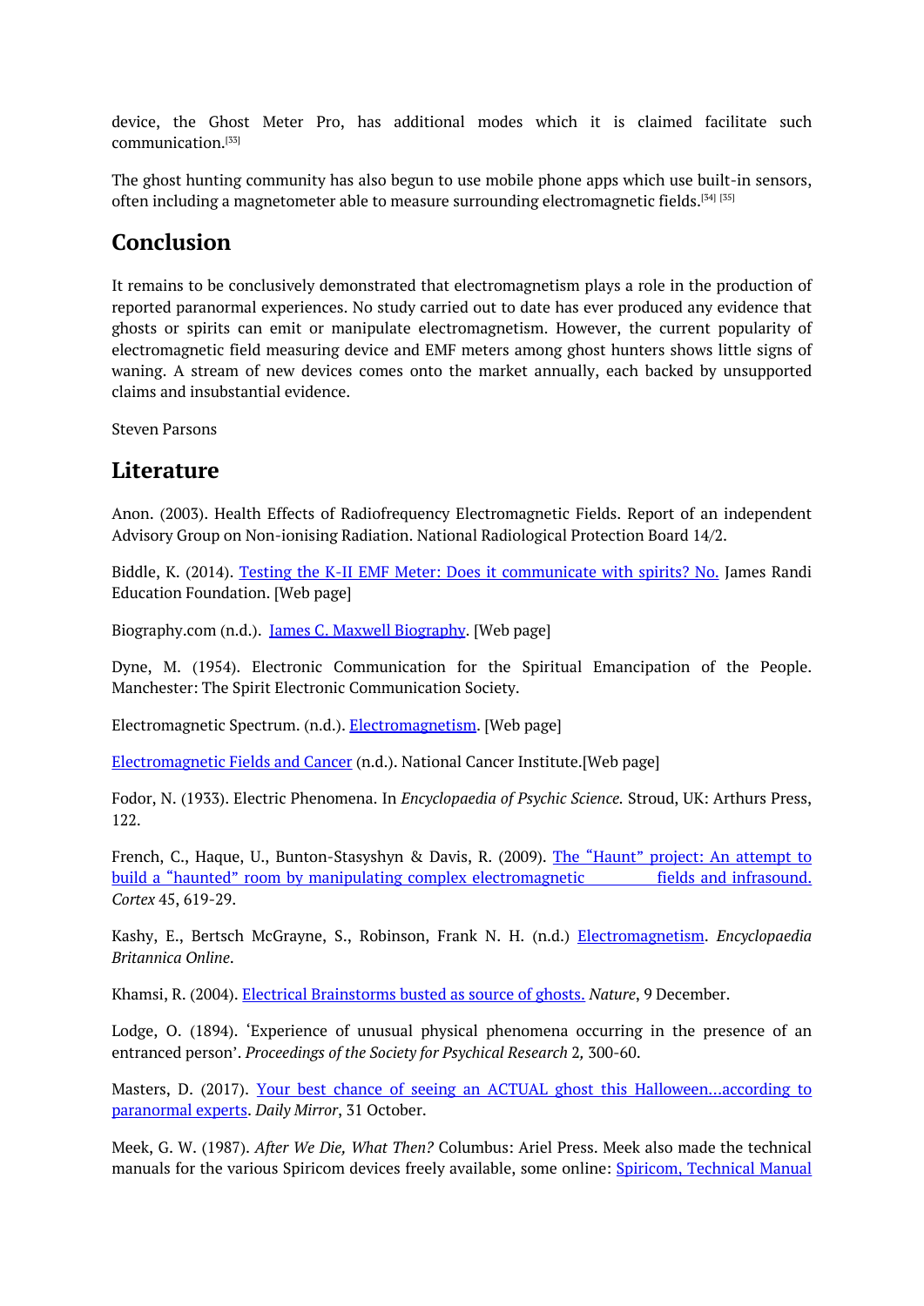device, the Ghost Meter Pro, has additional modes which it is claimed facilitate such communication.[33]

The ghost hunting community has also begun to use mobile phone apps which use built-in sensors, often including a magnetometer able to measure surrounding electromagnetic fields.[34] [35]

## Conclusion

It remains to be conclusively demonstrated that electromagnetism plays a role in the production of reported paranormal experiences. No study carried out to date has ever produced any evidence that ghosts or spirits can emit or manipulate electromagnetism. However, the current popularity of electromagnetic field measuring device and EMF meters among ghost hunters shows little signs of waning. A stream of new devices comes onto the market annually, each backed by unsupported claims and insubstantial evidence.

Steven Parsons

## Literature

Anon. (2003). Health Effects of Radiofrequency Electromagnetic Fields. Report of an independent Advisory Group on Non-ionising Radiation. National Radiological Protection Board 14/2.

Biddle, K. (2014). Testing the K-II EMF Meter: Does it communicate with spirits? No. James Randi Education Foundation. [Web page]

Biography.com (n.d.). James C. Maxwell Biography. [Web page]

Dyne, M. (1954). Electronic Communication for the Spiritual Emancipation of the People. Manchester: The Spirit Electronic Communication Society.

Electromagnetic Spectrum. (n.d.). Electromagnetism. [Web page]

Electromagnetic Fields and Cancer (n.d.). National Cancer Institute.[Web page]

Fodor, N. (1933). Electric Phenomena. In *Encyclopaedia of Psychic Science.* Stroud, UK: Arthurs Press, 122.

French, C., Haque, U., Bunton-Stasyshyn & Davis, R. (2009). The "Haunt" project: An attempt to build a "haunted" room by manipulating complex electromagnetic fields and infrasound. *Cortex* 45, 619-29.

Kashy, E., Bertsch McGrayne, S., Robinson, Frank N. H. (n.d.) Electromagnetism. *Encyclopaedia Britannica Online*.

Khamsi, R. (2004). Electrical Brainstorms busted as source of ghosts. *Nature*, 9 December.

Lodge, O. (1894). 'Experience of unusual physical phenomena occurring in the presence of an entranced person'. *Proceedings of the Society for Psychical Research* 2, 300-60.

Masters, D. (2017). Your best chance of seeing an ACTUAL ghost this Halloween...according to paranormal experts. *Daily Mirror*, 31 October.

Meek, G. W. (1987). *After We Die, What Then?* Columbus: Ariel Press. Meek also made the technical manuals for the various Spiricom devices freely available, some online: Spiricom, Technical Manual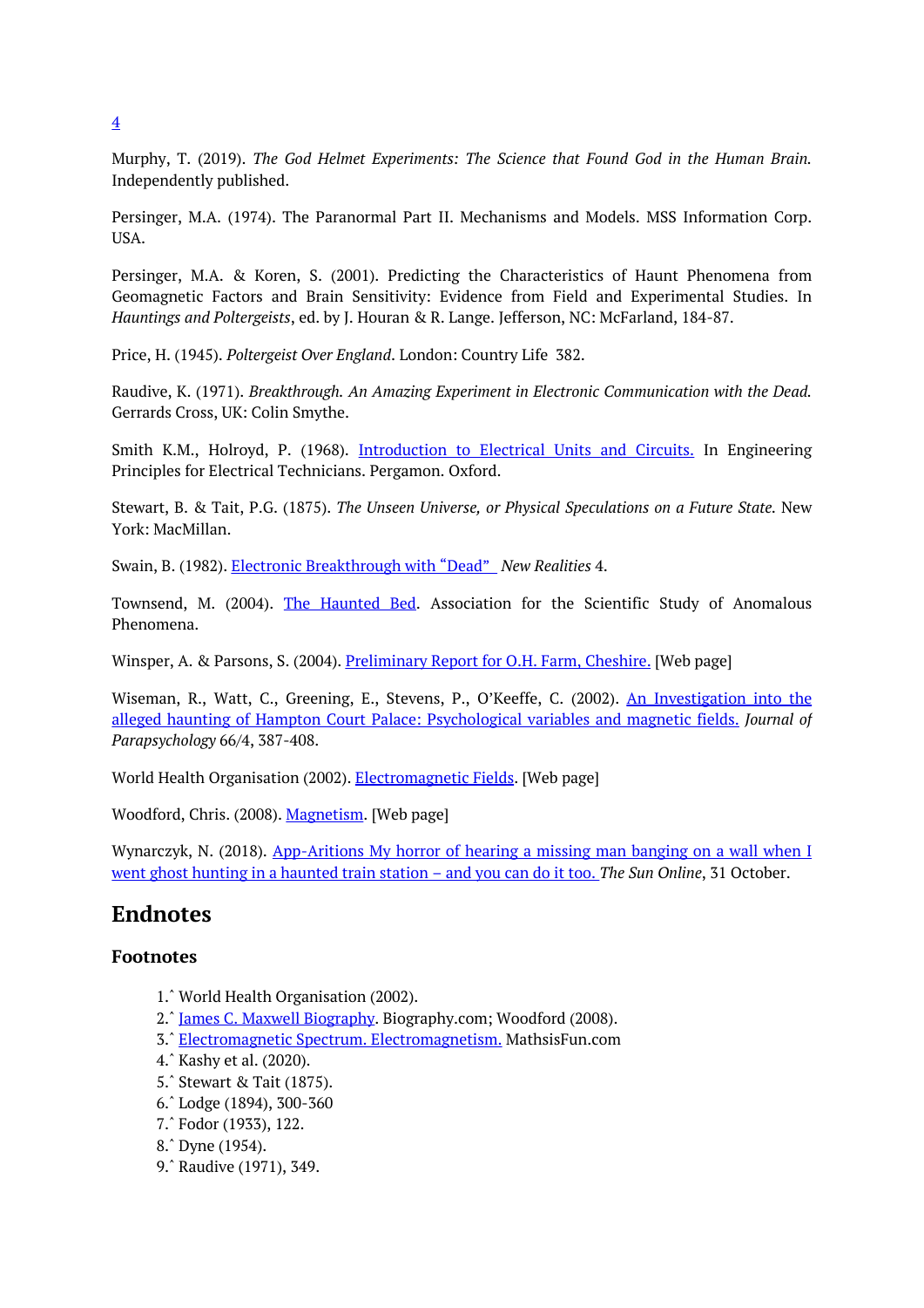4

Murphy, T. (2019). *The God Helmet Experiments: The Science that Found God in the Human Brain.* Independently published.

Persinger, M.A. (1974). The Paranormal Part II. Mechanisms and Models. MSS Information Corp. USA.

Persinger, M.A. & Koren, S. (2001). Predicting the Characteristics of Haunt Phenomena from Geomagnetic Factors and Brain Sensitivity: Evidence from Field and Experimental Studies. In *Hauntings and Poltergeists*, ed. by J. Houran & R. Lange. Jefferson, NC: McFarland, 184-87.

Price, H. (1945). *Poltergeist Over England*. London: Country Life 382.

Raudive, K. (1971). *Breakthrough. An Amazing Experiment in Electronic Communication with the Dead.* Gerrards Cross, UK: Colin Smythe.

Smith K.M., Holroyd, P. (1968). Introduction to Electrical Units and Circuits. In Engineering Principles for Electrical Technicians. Pergamon. Oxford.

Stewart, B. & Tait, P.G. (1875). *The Unseen Universe, or Physical Speculations on a Future State.* New York: MacMillan.

Swain, B. (1982). Electronic Breakthrough with "Dead" *New Realities* 4.

Townsend, M. (2004). The Haunted Bed. Association for the Scientific Study of Anomalous Phenomena.

Winsper, A. & Parsons, S. (2004). Preliminary Report for O.H. Farm, Cheshire. [Web page]

Wiseman, R., Watt, C., Greening, E., Stevens, P., O'Keeffe, C. (2002). An Investigation into the alleged haunting of Hampton Court Palace: Psychological variables and magnetic fields. *Journal of Parapsychology* 66/4, 387-408.

World Health Organisation (2002). Electromagnetic Fields. [Web page]

Woodford, Chris. (2008). Magnetism. [Web page]

Wynarczyk, N. (2018). App-Aritions My horror of hearing a missing man banging on a wall when I went ghost hunting in a haunted train station – and you can do it too. *The Sun Online*, 31 October.

## Endnotes

### Footnotes

1. ^ World Health Organisation (2002).
2. ^ James C. Maxwell Biography. Biography.com; Woodford (2008).
3. ^ Electromagnetic Spectrum. Electromagnetism. MathsisFun.com
4. ^ Kashy et al. (2020).
5. ^ Stewart & Tait (1875).
6. ^ Lodge (1894), 300-360
7. ^ Fodor (1933), 122.
8. ^ Dyne (1954).
9. ^ Raudive (1971), 349.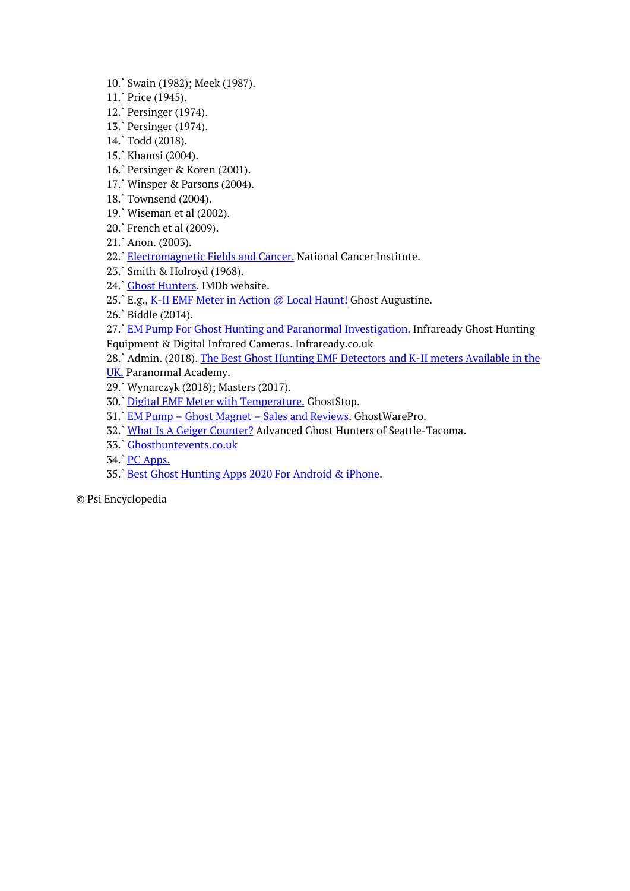10.^ Swain (1982); Meek (1987).
11.^ Price (1945).
12.^ Persinger (1974).
13.^ Persinger (1974).
14.^ Todd (2018).
15.^ Khamsi (2004).
16.^ Persinger & Koren (2001).
17.^ Winsper & Parsons (2004).
18.^ Townsend (2004).
19.^ Wiseman et al (2002).
20.^ French et al (2009).
21.^ Anon. (2003).
22.^ Electromagnetic Fields and Cancer. National Cancer Institute.
23.^ Smith & Holroyd (1968).
24.^ Ghost Hunters. IMDb website.
25.^ E.g., K-II EMF Meter in Action @ Local Haunt! Ghost Augustine.
26.^ Biddle (2014).
27.^ EM Pump For Ghost Hunting and Paranormal Investigation. Infraready Ghost Hunting Equipment & Digital Infrared Cameras. Infraready.co.uk
28.^ Admin. (2018). The Best Ghost Hunting EMF Detectors and K-II meters Available in the UK. Paranormal Academy.
29.^ Wynarczyk (2018); Masters (2017).
30.^ Digital EMF Meter with Temperature. GhostStop.
31.^ EM Pump – Ghost Magnet – Sales and Reviews. GhostWarePro.
32.^ What Is A Geiger Counter? Advanced Ghost Hunters of Seattle-Tacoma.
33.^ Ghosthuntevents.co.uk
34.^ PC Apps.
35.^ Best Ghost Hunting Apps 2020 For Android & iPhone.

© Psi Encyclopedia